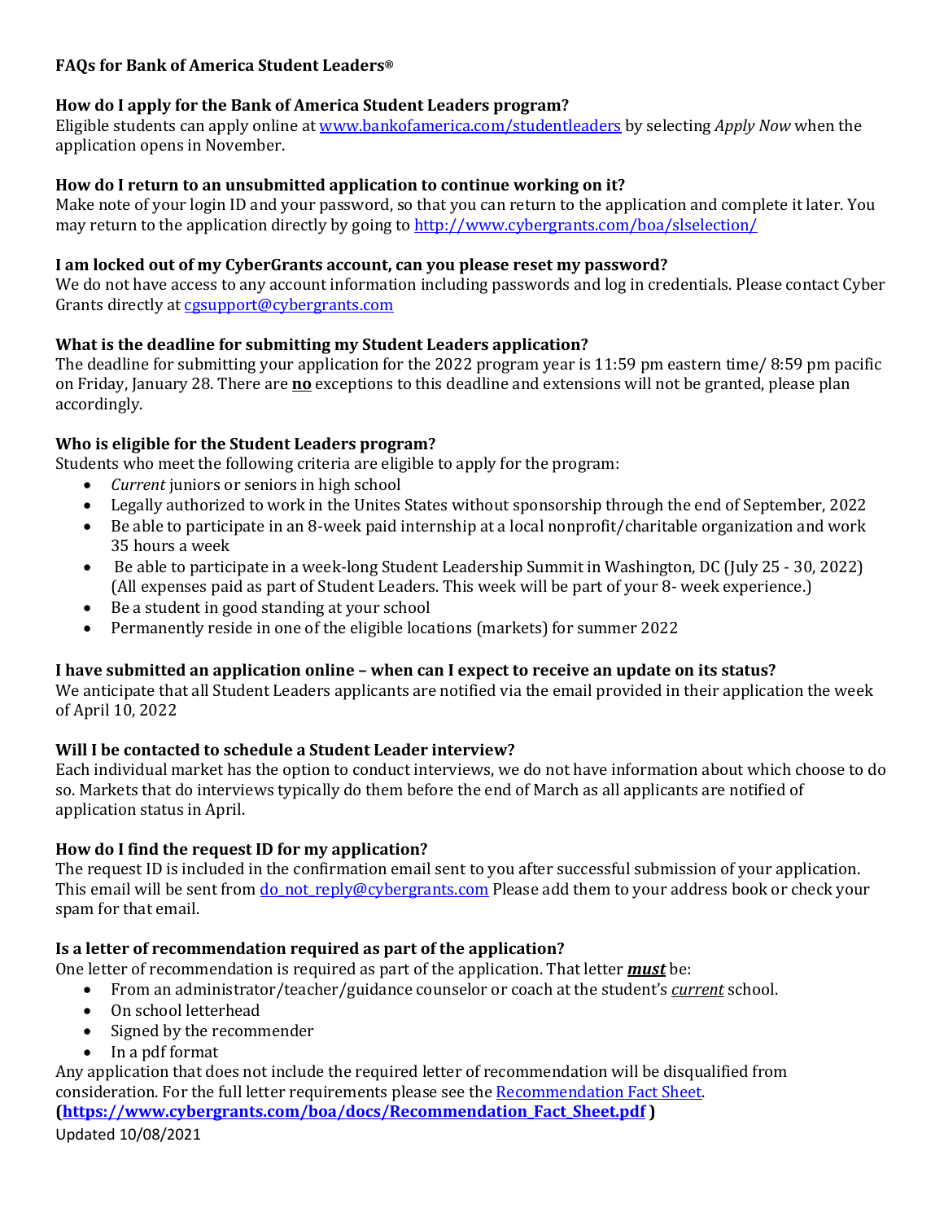# FAQs for Bank of America Student Leaders®

### How do I apply for the Bank of America Student Leaders program?

Eligible students can apply online at [www.bankofamerica.com/studentleaders](www.bankofamerica.com/studentleaders) by selecting *Apply Now* when the application opens in November.

### How do I return to an unsubmitted application to continue working on it?

Make note of your login ID and your password, so that you can return to the application and complete it later. You may return to the application directly by going to [http://www.cybergrants.com/boa/slselection/](http://www.cybergrants.com/boa/slselection/)

### I am locked out of my CyberGrants account, can you please reset my password?

We do not have access to any account information including passwords and log in credentials. Please contact Cyber Grants directly at [cgsupport@cybergrants.com](mailto:cgsupport@cybergrants.com)

### What is the deadline for submitting my Student Leaders application?

The deadline for submitting your application for the 2022 program year is 11:59 pm eastern time/ 8:59 pm pacific on Friday, January 28. There are **<u>no</u>** exceptions to this deadline and extensions will not be granted, please plan accordingly.

### Who is eligible for the Student Leaders program?

Students who meet the following criteria are eligible to apply for the program:

- *Current* juniors or seniors in high school
- Legally authorized to work in the Unites States without sponsorship through the end of September, 2022
- Be able to participate in an 8-week paid internship at a local nonprofit/charitable organization and work 35 hours a week
- Be able to participate in a week-long Student Leadership Summit in Washington, DC (July 25 - 30, 2022) (All expenses paid as part of Student Leaders. This week will be part of your 8- week experience.)
- Be a student in good standing at your school
- Permanently reside in one of the eligible locations (markets) for summer 2022

### I have submitted an application online – when can I expect to receive an update on its status?

We anticipate that all Student Leaders applicants are notified via the email provided in their application the week of April 10, 2022

### Will I be contacted to schedule a Student Leader interview?

Each individual market has the option to conduct interviews, we do not have information about which choose to do so. Markets that do interviews typically do them before the end of March as all applicants are notified of application status in April.

### How do I find the request ID for my application?

The request ID is included in the confirmation email sent to you after successful submission of your application. This email will be sent from [do_not_reply@cybergrants.com](mailto:do_not_reply@cybergrants.com) Please add them to your address book or check your spam for that email.

### Is a letter of recommendation required as part of the application?

One letter of recommendation is required as part of the application. That letter ***<u>must</u>*** be:

- From an administrator/teacher/guidance counselor or coach at the student's *<u>current</u>* school.
- On school letterhead
- Signed by the recommender
- In a pdf format

Any application that does not include the required letter of recommendation will be disqualified from consideration. For the full letter requirements please see the [Recommendation Fact Sheet](https://www.cybergrants.com/boa/docs/Recommendation_Fact_Sheet.pdf).
**([https://www.cybergrants.com/boa/docs/Recommendation_Fact_Sheet.pdf](https://www.cybergrants.com/boa/docs/Recommendation_Fact_Sheet.pdf) )**

Updated 10/08/2021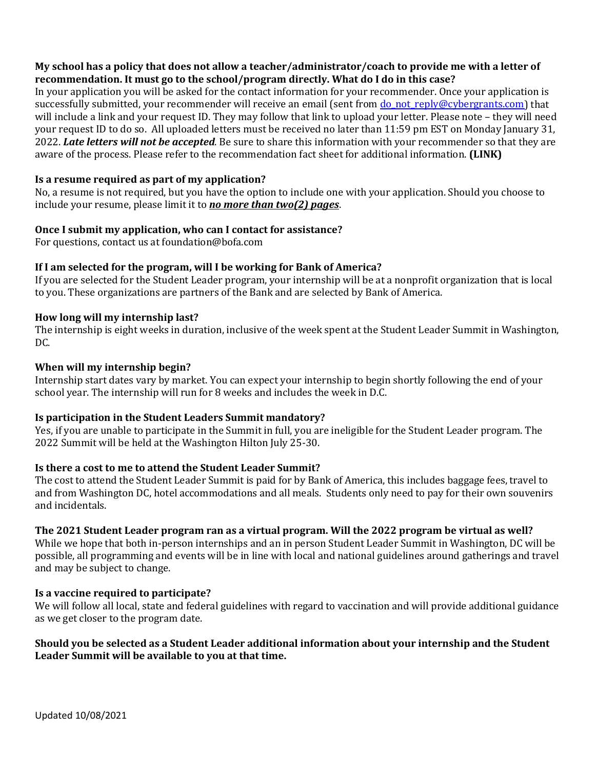**My school has a policy that does not allow a teacher/administrator/coach to provide me with a letter of recommendation. It must go to the school/program directly. What do I do in this case?**

In your application you will be asked for the contact information for your recommender. Once your application is successfully submitted, your recommender will receive an email (sent from do_not_reply@cybergrants.com) that will include a link and your request ID. They may follow that link to upload your letter. Please note – they will need your request ID to do so. All uploaded letters must be received no later than 11:59 pm EST on Monday January 31, 2022. ***Late letters will not be accepted***. Be sure to share this information with your recommender so that they are aware of the process. Please refer to the recommendation fact sheet for additional information. **(LINK)**

**Is a resume required as part of my application?**

No, a resume is not required, but you have the option to include one with your application. Should you choose to include your resume, please limit it to ***<u>no more than two(2) pages</u>***.

**Once I submit my application, who can I contact for assistance?**

For questions, contact us at foundation@bofa.com

**If I am selected for the program, will I be working for Bank of America?**

If you are selected for the Student Leader program, your internship will be at a nonprofit organization that is local to you. These organizations are partners of the Bank and are selected by Bank of America.

**How long will my internship last?**

The internship is eight weeks in duration, inclusive of the week spent at the Student Leader Summit in Washington, DC.

**When will my internship begin?**

Internship start dates vary by market. You can expect your internship to begin shortly following the end of your school year. The internship will run for 8 weeks and includes the week in D.C.

**Is participation in the Student Leaders Summit mandatory?**

Yes, if you are unable to participate in the Summit in full, you are ineligible for the Student Leader program. The 2022 Summit will be held at the Washington Hilton July 25-30.

**Is there a cost to me to attend the Student Leader Summit?**

The cost to attend the Student Leader Summit is paid for by Bank of America, this includes baggage fees, travel to and from Washington DC, hotel accommodations and all meals. Students only need to pay for their own souvenirs and incidentals.

**The 2021 Student Leader program ran as a virtual program. Will the 2022 program be virtual as well?**

While we hope that both in-person internships and an in person Student Leader Summit in Washington, DC will be possible, all programming and events will be in line with local and national guidelines around gatherings and travel and may be subject to change.

**Is a vaccine required to participate?**

We will follow all local, state and federal guidelines with regard to vaccination and will provide additional guidance as we get closer to the program date.

**Should you be selected as a Student Leader additional information about your internship and the Student Leader Summit will be available to you at that time.**

Updated 10/08/2021